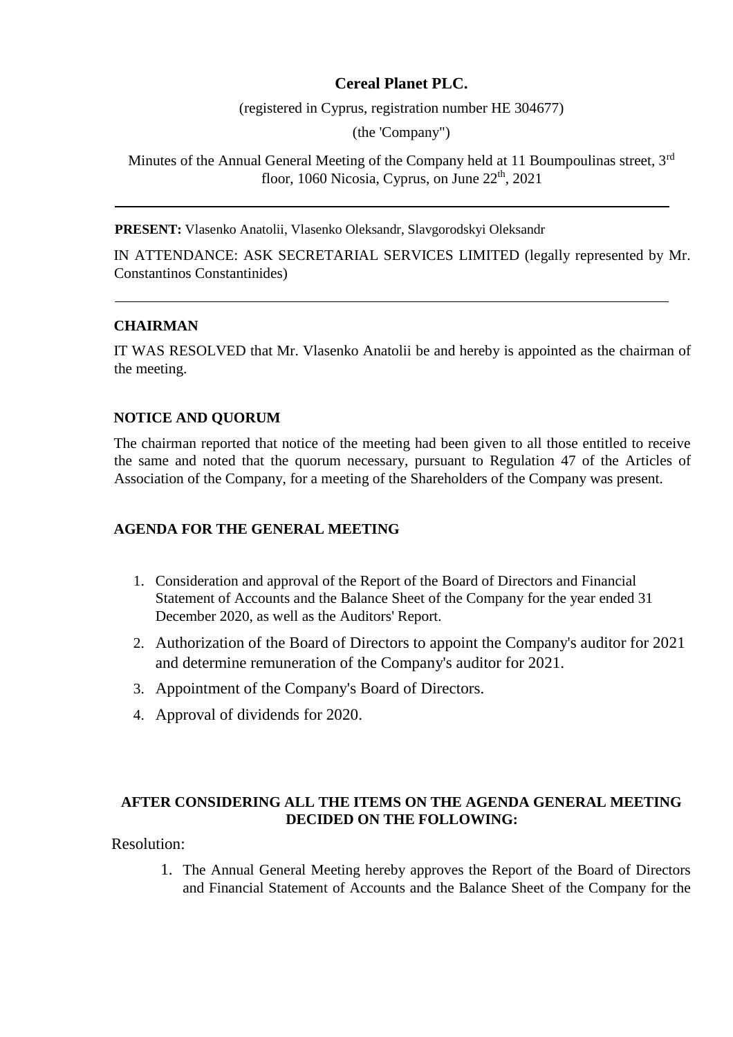**Cereal Planet PLC.**

(registered in Cyprus, registration number HE 304677)

(the 'Company")

Minutes of the Annual General Meeting of the Company held at 11 Boumpoulinas street, 3rd floor, 1060 Nicosia, Cyprus, on June 22th, 2021

---

**PRESENT:** Vlasenko Anatolii, Vlasenko Oleksandr, Slavgorodskyi Oleksandr

IN ATTENDANCE: ASK SECRETARIAL SERVICES LIMITED (legally represented by Mr. Constantinos Constantinides)

---

**CHAIRMAN**

IT WAS RESOLVED that Mr. Vlasenko Anatolii be and hereby is appointed as the chairman of the meeting.

**NOTICE AND QUORUM**

The chairman reported that notice of the meeting had been given to all those entitled to receive the same and noted that the quorum necessary, pursuant to Regulation 47 of the Articles of Association of the Company, for a meeting of the Shareholders of the Company was present.

**AGENDA FOR THE GENERAL MEETING**

1. Consideration and approval of the Report of the Board of Directors and Financial Statement of Accounts and the Balance Sheet of the Company for the year ended 31 December 2020, as well as the Auditors' Report.
2. Authorization of the Board of Directors to appoint the Company's auditor for 2021 and determine remuneration of the Company's auditor for 2021.
3. Appointment of the Company's Board of Directors.
4. Approval of dividends for 2020.

**AFTER CONSIDERING ALL THE ITEMS ON THE AGENDA GENERAL MEETING DECIDED ON THE FOLLOWING:**

Resolution:

1. The Annual General Meeting hereby approves the Report of the Board of Directors and Financial Statement of Accounts and the Balance Sheet of the Company for the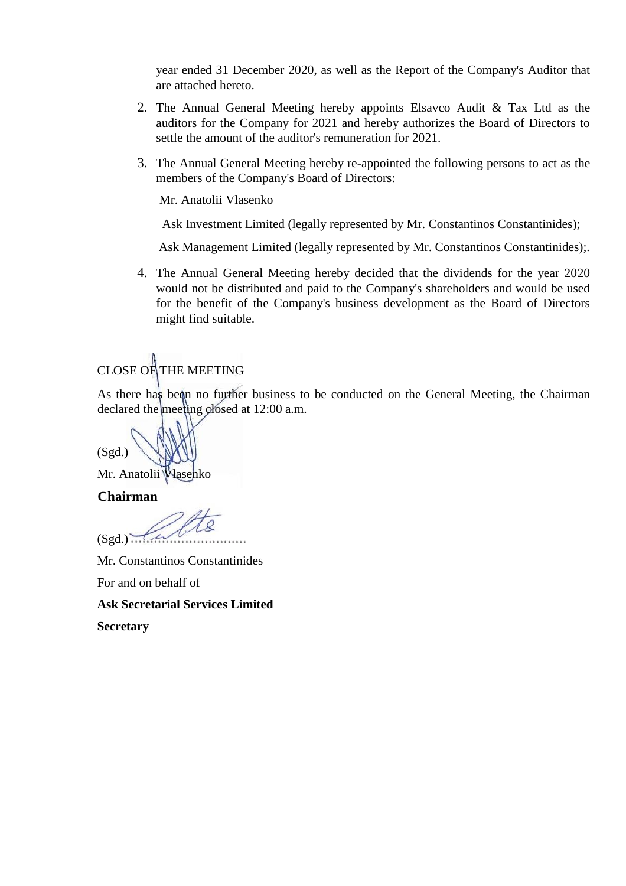year ended 31 December 2020, as well as the Report of the Company's Auditor that are attached hereto.

2. The Annual General Meeting hereby appoints Elsavco Audit & Tax Ltd as the auditors for the Company for 2021 and hereby authorizes the Board of Directors to settle the amount of the auditor's remuneration for 2021.

3. The Annual General Meeting hereby re-appointed the following persons to act as the members of the Company's Board of Directors:

   Mr. Anatolii Vlasenko

   Ask Investment Limited (legally represented by Mr. Constantinos Constantinides);

   Ask Management Limited (legally represented by Mr. Constantinos Constantinides);.

4. The Annual General Meeting hereby decided that the dividends for the year 2020 would not be distributed and paid to the Company's shareholders and would be used for the benefit of the Company's business development as the Board of Directors might find suitable.

CLOSE OF THE MEETING

As there has been no further business to be conducted on the General Meeting, the Chairman declared the meeting closed at 12:00 a.m.

(Sgd.)

Mr. Anatolii Vlasenko

**Chairman**

(Sgd.) ..............................

Mr. Constantinos Constantinides

For and on behalf of

**Ask Secretarial Services Limited**

**Secretary**